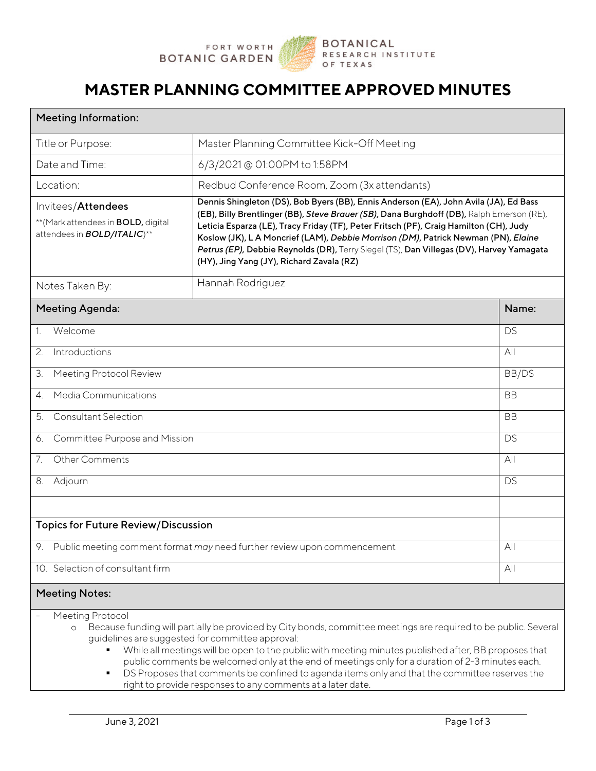FORT WORTH BOTANIC GARDEN | BOTANICAL RESEARCH INSTITUTE OF TEXAS

# MASTER PLANNING COMMITTEE APPROVED MINUTES

| Meeting Information: | |
|---|---|
| Title or Purpose: | Master Planning Committee Kick-Off Meeting |
| Date and Time: | 6/3/2021 @ 01:00PM to 1:58PM |
| Location: | Redbud Conference Room, Zoom (3x attendants) |
| Invitees/**Attendees** **(Mark attendees in **BOLD,** digital attendees in ***BOLD/ITALIC***)** | **Dennis Shingleton (DS), Bob Byers (BB), Ennis Anderson (EA), John Avila (JA), Ed Bass (EB), Billy Brentlinger (BB),** ***Steve Brauer (SB)*****, Dana Burghdoff (DB),** Ralph Emerson (RE), **Leticia Esparza (LE), Tracy Friday (TF), Peter Fritsch (PF), Craig Hamilton (CH), Judy Koslow (JK), L A Moncrief (LAM),** ***Debbie Morrison (DM)*****, Patrick Newman (PN),** ***Elaine Petrus (EP),*** **Debbie Reynolds (DR),** Terry Siegel (TS), **Dan Villegas (DV), Harvey Yamagata (HY), Jing Yang (JY), Richard Zavala (RZ)** |
| Notes Taken By: | Hannah Rodriguez |

| Meeting Agenda: | Name: |
|---|---|
| 1. Welcome | DS |
| 2. Introductions | All |
| 3. Meeting Protocol Review | BB/DS |
| 4. Media Communications | BB |
| 5. Consultant Selection | BB |
| 6. Committee Purpose and Mission | DS |
| 7. Other Comments | All |
| 8. Adjourn | DS |
| | |
| **Topics for Future Review/Discussion** | |
| 9. Public meeting comment format *may* need further review upon commencement | All |
| 10. Selection of consultant firm | All |

## Meeting Notes:

- Meeting Protocol
  - Because funding will partially be provided by City bonds, committee meetings are required to be public. Several guidelines are suggested for committee approval:
    - While all meetings will be open to the public with meeting minutes published after, BB proposes that public comments be welcomed only at the end of meetings only for a duration of 2-3 minutes each.
    - DS Proposes that comments be confined to agenda items only and that the committee reserves the right to provide responses to any comments at a later date.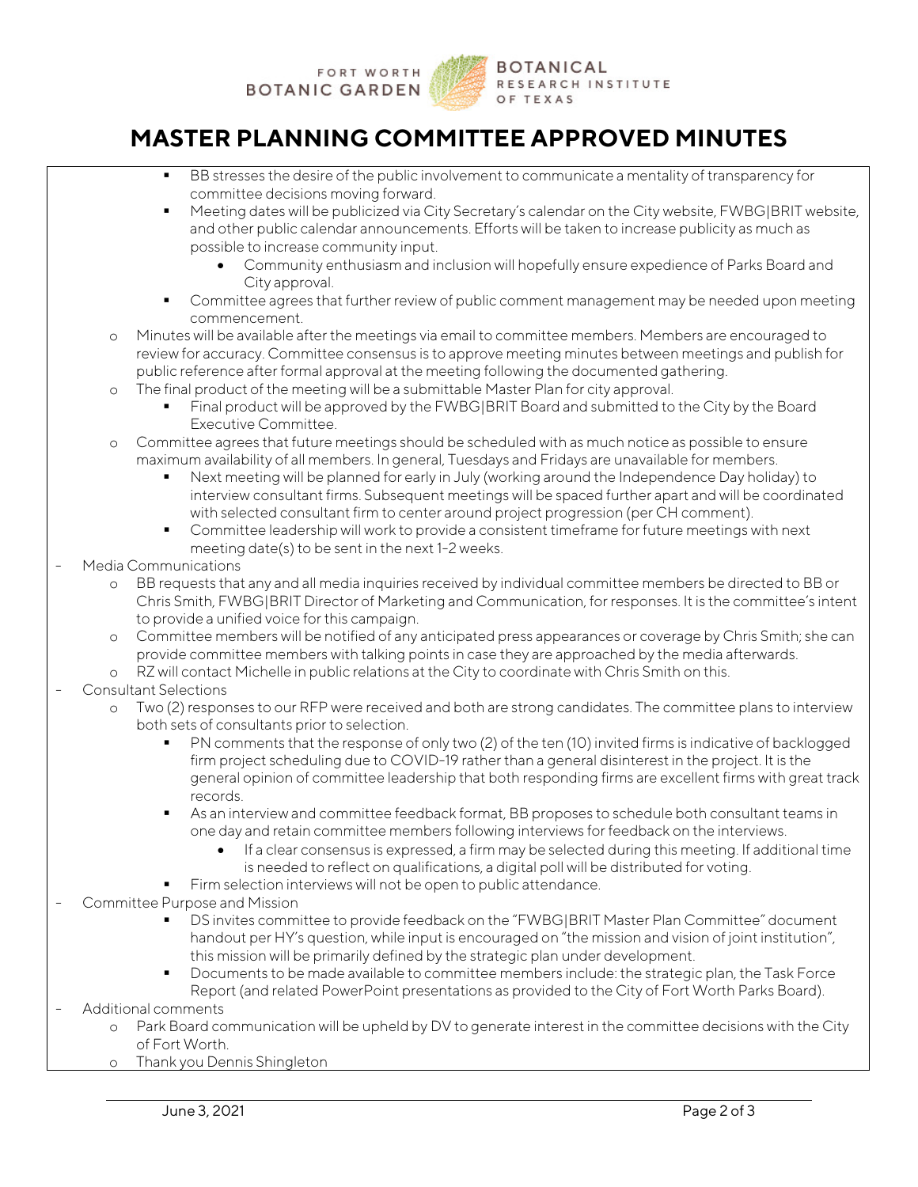# MASTER PLANNING COMMITTEE APPROVED MINUTES

- BB stresses the desire of the public involvement to communicate a mentality of transparency for committee decisions moving forward.
- Meeting dates will be publicized via City Secretary's calendar on the City website, FWBG|BRIT website, and other public calendar announcements. Efforts will be taken to increase publicity as much as possible to increase community input.
  - Community enthusiasm and inclusion will hopefully ensure expedience of Parks Board and City approval.
- Committee agrees that further review of public comment management may be needed upon meeting commencement.

- Minutes will be available after the meetings via email to committee members. Members are encouraged to review for accuracy. Committee consensus is to approve meeting minutes between meetings and publish for public reference after formal approval at the meeting following the documented gathering.
- The final product of the meeting will be a submittable Master Plan for city approval.
  - Final product will be approved by the FWBG|BRIT Board and submitted to the City by the Board Executive Committee.
- Committee agrees that future meetings should be scheduled with as much notice as possible to ensure maximum availability of all members. In general, Tuesdays and Fridays are unavailable for members.
  - Next meeting will be planned for early in July (working around the Independence Day holiday) to interview consultant firms. Subsequent meetings will be spaced further apart and will be coordinated with selected consultant firm to center around project progression (per CH comment).
  - Committee leadership will work to provide a consistent timeframe for future meetings with next meeting date(s) to be sent in the next 1-2 weeks.

- Media Communications
  - BB requests that any and all media inquiries received by individual committee members be directed to BB or Chris Smith, FWBG|BRIT Director of Marketing and Communication, for responses. It is the committee's intent to provide a unified voice for this campaign.
  - Committee members will be notified of any anticipated press appearances or coverage by Chris Smith; she can provide committee members with talking points in case they are approached by the media afterwards.
  - RZ will contact Michelle in public relations at the City to coordinate with Chris Smith on this.
- Consultant Selections
  - Two (2) responses to our RFP were received and both are strong candidates. The committee plans to interview both sets of consultants prior to selection.
    - PN comments that the response of only two (2) of the ten (10) invited firms is indicative of backlogged firm project scheduling due to COVID-19 rather than a general disinterest in the project. It is the general opinion of committee leadership that both responding firms are excellent firms with great track records.
    - As an interview and committee feedback format, BB proposes to schedule both consultant teams in one day and retain committee members following interviews for feedback on the interviews.
      - If a clear consensus is expressed, a firm may be selected during this meeting. If additional time is needed to reflect on qualifications, a digital poll will be distributed for voting.
    - Firm selection interviews will not be open to public attendance.
- Committee Purpose and Mission
  - DS invites committee to provide feedback on the "FWBG|BRIT Master Plan Committee" document handout per HY's question, while input is encouraged on "the mission and vision of joint institution", this mission will be primarily defined by the strategic plan under development.
  - Documents to be made available to committee members include: the strategic plan, the Task Force Report (and related PowerPoint presentations as provided to the City of Fort Worth Parks Board).
- Additional comments
  - Park Board communication will be upheld by DV to generate interest in the committee decisions with the City of Fort Worth.
  - Thank you Dennis Shingleton

June 3, 2021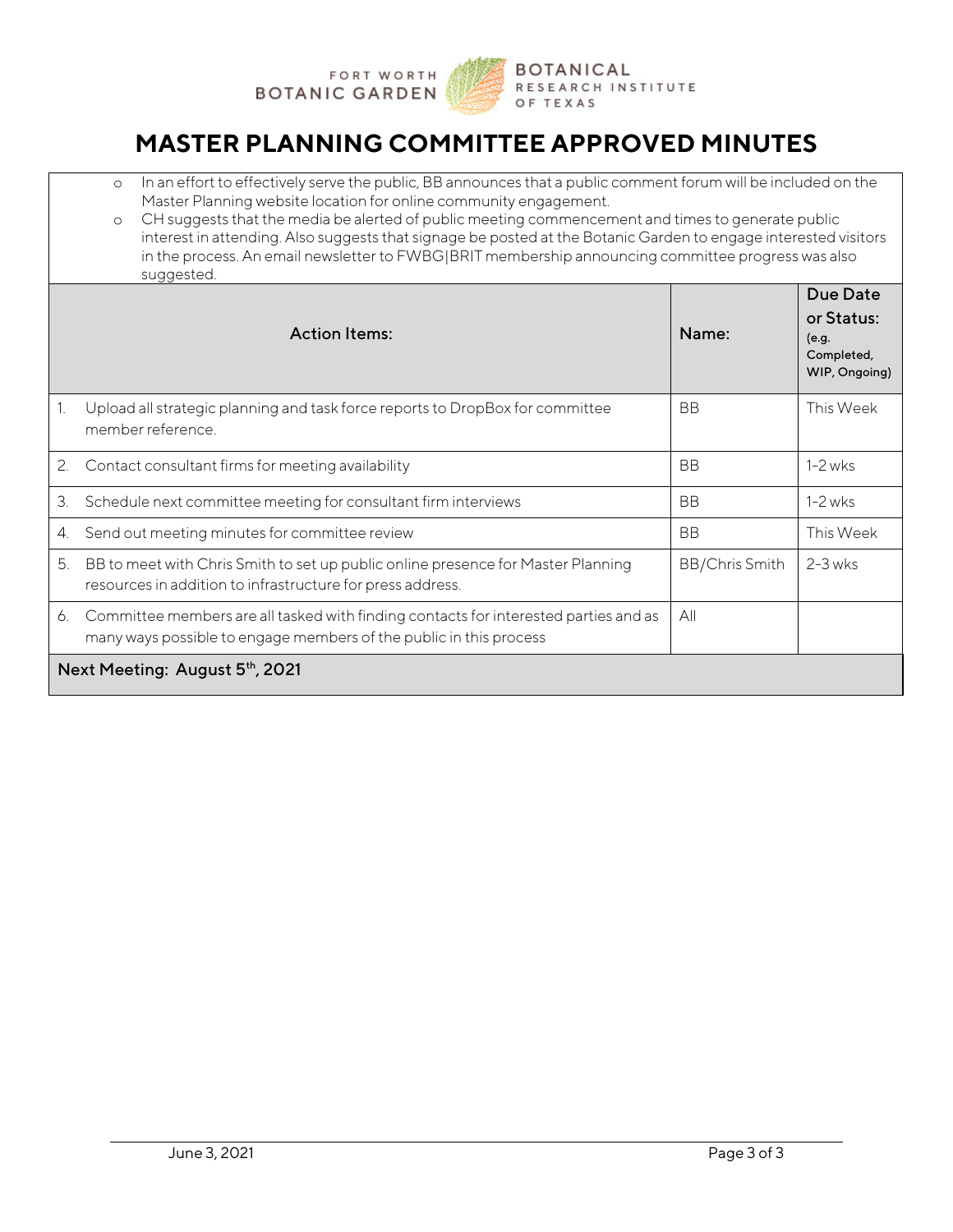# MASTER PLANNING COMMITTEE APPROVED MINUTES

- In an effort to effectively serve the public, BB announces that a public comment forum will be included on the Master Planning website location for online community engagement.
- CH suggests that the media be alerted of public meeting commencement and times to generate public interest in attending. Also suggests that signage be posted at the Botanic Garden to engage interested visitors in the process. An email newsletter to FWBG|BRIT membership announcing committee progress was also suggested.

| Action Items: | Name: | Due Date or Status: (e.g. Completed, WIP, Ongoing) |
|---|---|---|
| 1. Upload all strategic planning and task force reports to DropBox for committee member reference. | BB | This Week |
| 2. Contact consultant firms for meeting availability | BB | 1-2 wks |
| 3. Schedule next committee meeting for consultant firm interviews | BB | 1-2 wks |
| 4. Send out meeting minutes for committee review | BB | This Week |
| 5. BB to meet with Chris Smith to set up public online presence for Master Planning resources in addition to infrastructure for press address. | BB/Chris Smith | 2-3 wks |
| 6. Committee members are all tasked with finding contacts for interested parties and as many ways possible to engage members of the public in this process | All | |

**Next Meeting: August 5th, 2021**